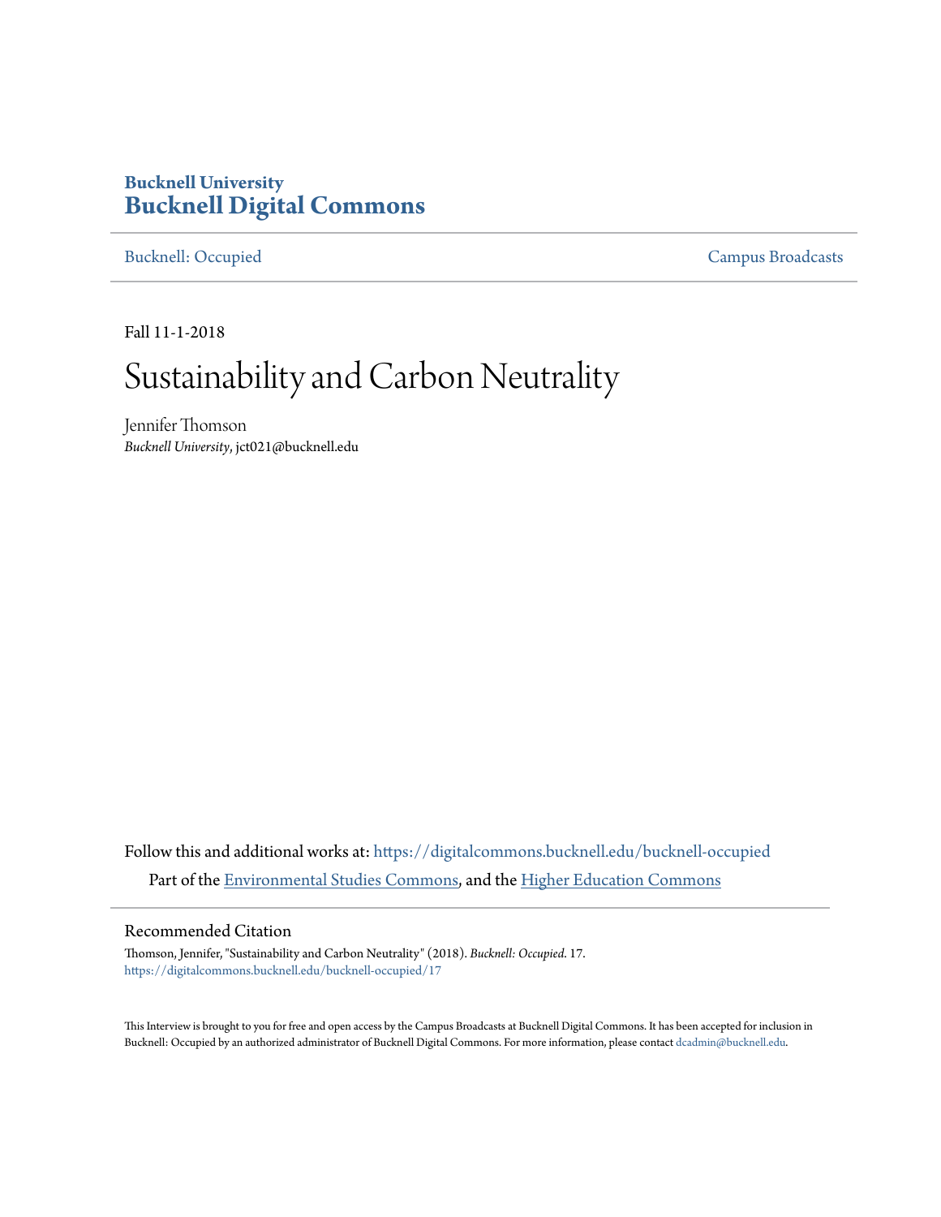**Bucknell University**
**Bucknell Digital Commons**

Bucknell: Occupied | Campus Broadcasts

Fall 11-1-2018

# Sustainability and Carbon Neutrality

Jennifer Thomson
*Bucknell University*, jct021@bucknell.edu

Follow this and additional works at: https://digitalcommons.bucknell.edu/bucknell-occupied

Part of the Environmental Studies Commons, and the Higher Education Commons

## Recommended Citation

Thomson, Jennifer, "Sustainability and Carbon Neutrality" (2018). *Bucknell: Occupied*. 17.
https://digitalcommons.bucknell.edu/bucknell-occupied/17

This Interview is brought to you for free and open access by the Campus Broadcasts at Bucknell Digital Commons. It has been accepted for inclusion in Bucknell: Occupied by an authorized administrator of Bucknell Digital Commons. For more information, please contact dcadmin@bucknell.edu.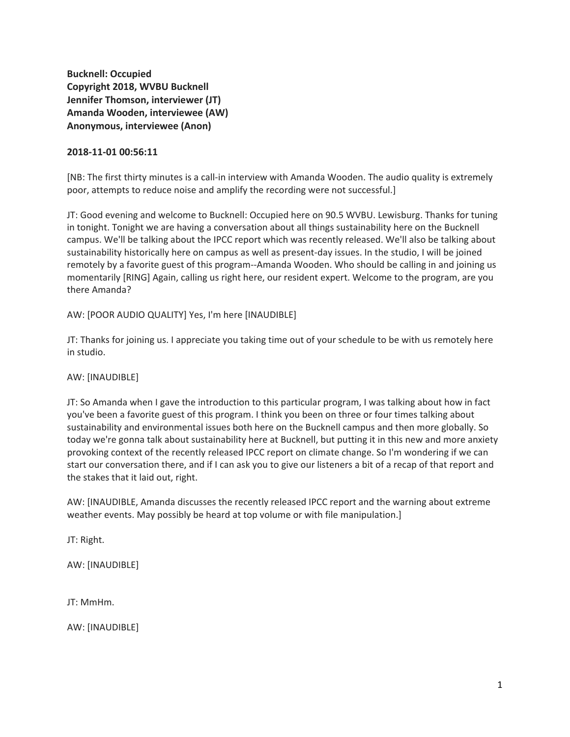**Bucknell: Occupied**
**Copyright 2018, WVBU Bucknell**
**Jennifer Thomson, interviewer (JT)**
**Amanda Wooden, interviewee (AW)**
**Anonymous, interviewee (Anon)**

**2018-11-01 00:56:11**

[NB: The first thirty minutes is a call-in interview with Amanda Wooden. The audio quality is extremely poor, attempts to reduce noise and amplify the recording were not successful.]

JT: Good evening and welcome to Bucknell: Occupied here on 90.5 WVBU. Lewisburg. Thanks for tuning in tonight. Tonight we are having a conversation about all things sustainability here on the Bucknell campus. We'll be talking about the IPCC report which was recently released. We'll also be talking about sustainability historically here on campus as well as present-day issues. In the studio, I will be joined remotely by a favorite guest of this program--Amanda Wooden. Who should be calling in and joining us momentarily [RING] Again, calling us right here, our resident expert. Welcome to the program, are you there Amanda?

AW: [POOR AUDIO QUALITY] Yes, I'm here [INAUDIBLE]

JT: Thanks for joining us. I appreciate you taking time out of your schedule to be with us remotely here in studio.

AW: [INAUDIBLE]

JT: So Amanda when I gave the introduction to this particular program, I was talking about how in fact you've been a favorite guest of this program. I think you been on three or four times talking about sustainability and environmental issues both here on the Bucknell campus and then more globally. So today we're gonna talk about sustainability here at Bucknell, but putting it in this new and more anxiety provoking context of the recently released IPCC report on climate change. So I'm wondering if we can start our conversation there, and if I can ask you to give our listeners a bit of a recap of that report and the stakes that it laid out, right.

AW: [INAUDIBLE, Amanda discusses the recently released IPCC report and the warning about extreme weather events. May possibly be heard at top volume or with file manipulation.]

JT: Right.

AW: [INAUDIBLE]

JT: MmHm.

AW: [INAUDIBLE]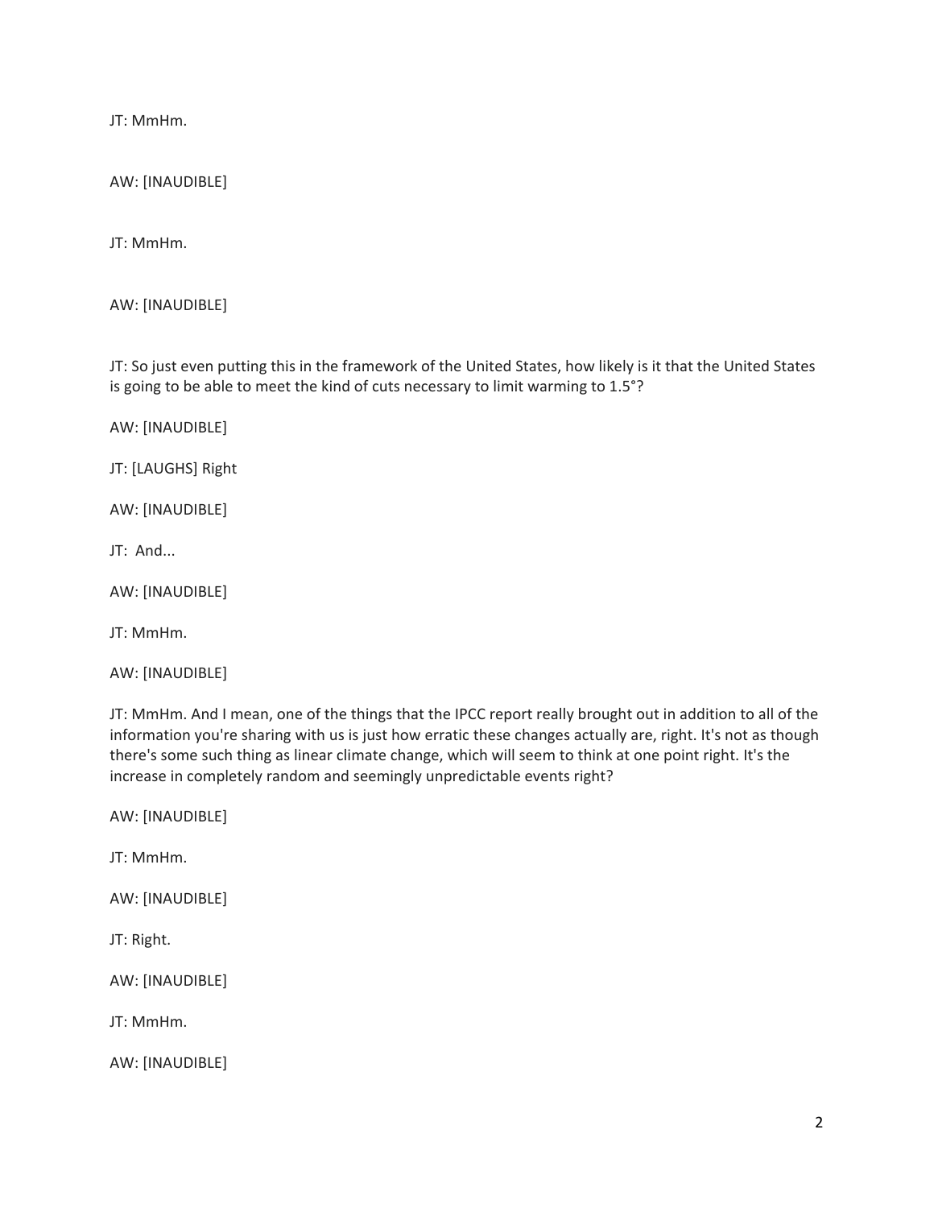JT: MmHm.

AW: [INAUDIBLE]

JT: MmHm.

AW: [INAUDIBLE]

JT: So just even putting this in the framework of the United States, how likely is it that the United States is going to be able to meet the kind of cuts necessary to limit warming to 1.5°?

AW: [INAUDIBLE]

JT: [LAUGHS] Right

AW: [INAUDIBLE]

JT: And...

AW: [INAUDIBLE]

JT: MmHm.

AW: [INAUDIBLE]

JT: MmHm. And I mean, one of the things that the IPCC report really brought out in addition to all of the information you're sharing with us is just how erratic these changes actually are, right. It's not as though there's some such thing as linear climate change, which will seem to think at one point right. It's the increase in completely random and seemingly unpredictable events right?

AW: [INAUDIBLE]

JT: MmHm.

AW: [INAUDIBLE]

JT: Right.

AW: [INAUDIBLE]

JT: MmHm.

AW: [INAUDIBLE]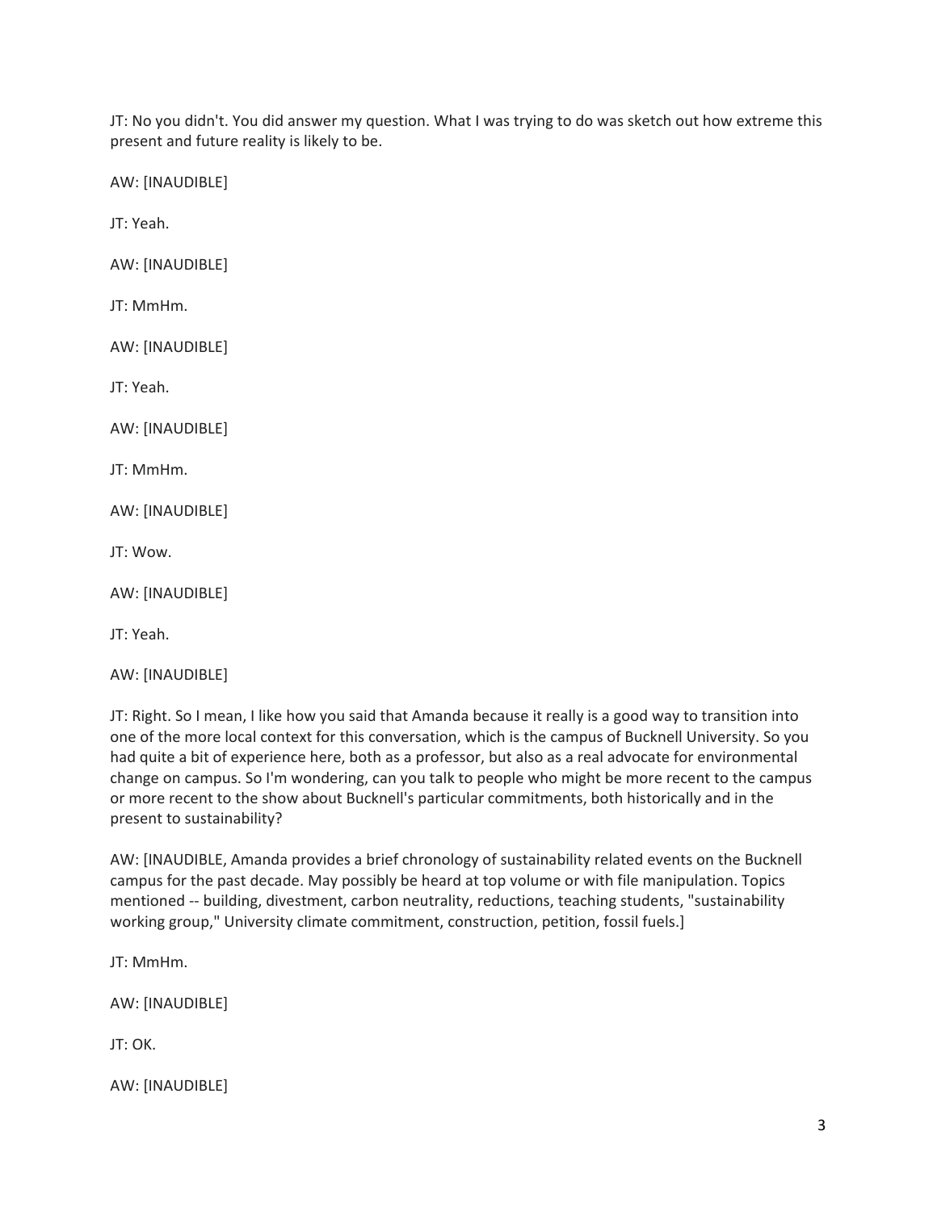JT: No you didn't. You did answer my question. What I was trying to do was sketch out how extreme this present and future reality is likely to be.

AW: [INAUDIBLE]

JT: Yeah.

AW: [INAUDIBLE]

JT: MmHm.

AW: [INAUDIBLE]

JT: Yeah.

AW: [INAUDIBLE]

JT: MmHm.

AW: [INAUDIBLE]

JT: Wow.

AW: [INAUDIBLE]

JT: Yeah.

AW: [INAUDIBLE]

JT: Right. So I mean, I like how you said that Amanda because it really is a good way to transition into one of the more local context for this conversation, which is the campus of Bucknell University. So you had quite a bit of experience here, both as a professor, but also as a real advocate for environmental change on campus. So I'm wondering, can you talk to people who might be more recent to the campus or more recent to the show about Bucknell's particular commitments, both historically and in the present to sustainability?

AW: [INAUDIBLE, Amanda provides a brief chronology of sustainability related events on the Bucknell campus for the past decade. May possibly be heard at top volume or with file manipulation. Topics mentioned -- building, divestment, carbon neutrality, reductions, teaching students, "sustainability working group," University climate commitment, construction, petition, fossil fuels.]

JT: MmHm.

AW: [INAUDIBLE]

JT: OK.

AW: [INAUDIBLE]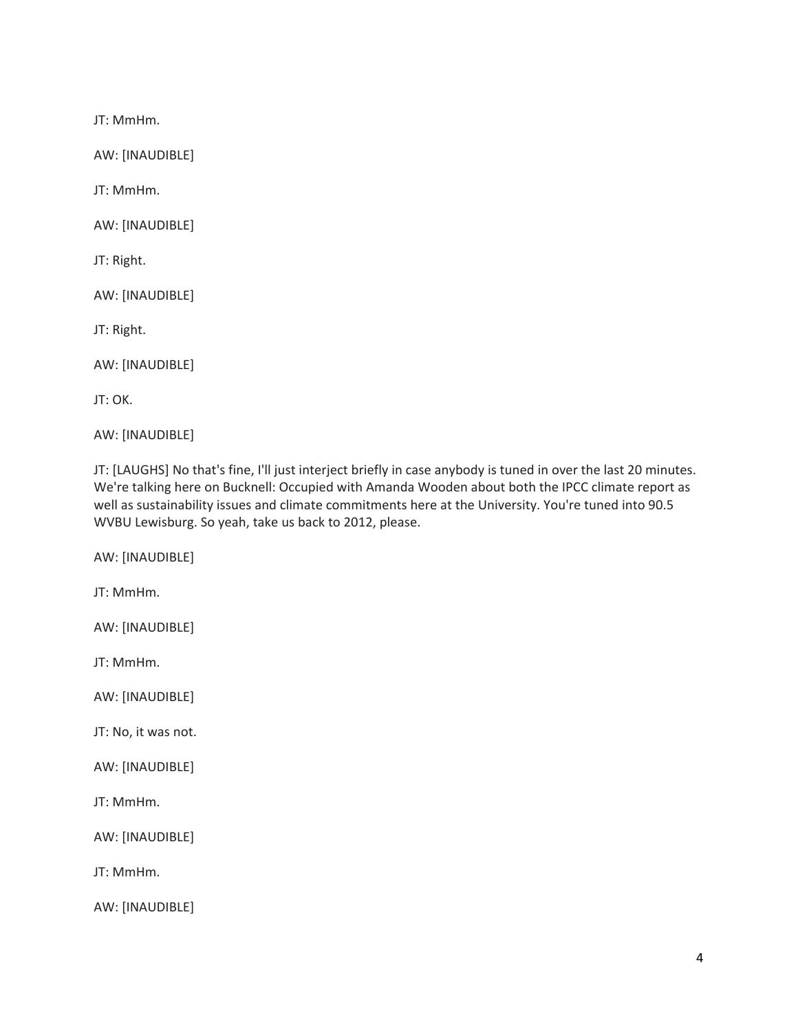JT: MmHm.

AW: [INAUDIBLE]

JT: MmHm.

AW: [INAUDIBLE]

JT: Right.

AW: [INAUDIBLE]

JT: Right.

AW: [INAUDIBLE]

JT: OK.

AW: [INAUDIBLE]

JT: [LAUGHS] No that's fine, I'll just interject briefly in case anybody is tuned in over the last 20 minutes. We're talking here on Bucknell: Occupied with Amanda Wooden about both the IPCC climate report as well as sustainability issues and climate commitments here at the University. You're tuned into 90.5 WVBU Lewisburg. So yeah, take us back to 2012, please.

AW: [INAUDIBLE]

JT: MmHm.

AW: [INAUDIBLE]

JT: MmHm.

AW: [INAUDIBLE]

JT: No, it was not.

AW: [INAUDIBLE]

JT: MmHm.

AW: [INAUDIBLE]

JT: MmHm.

AW: [INAUDIBLE]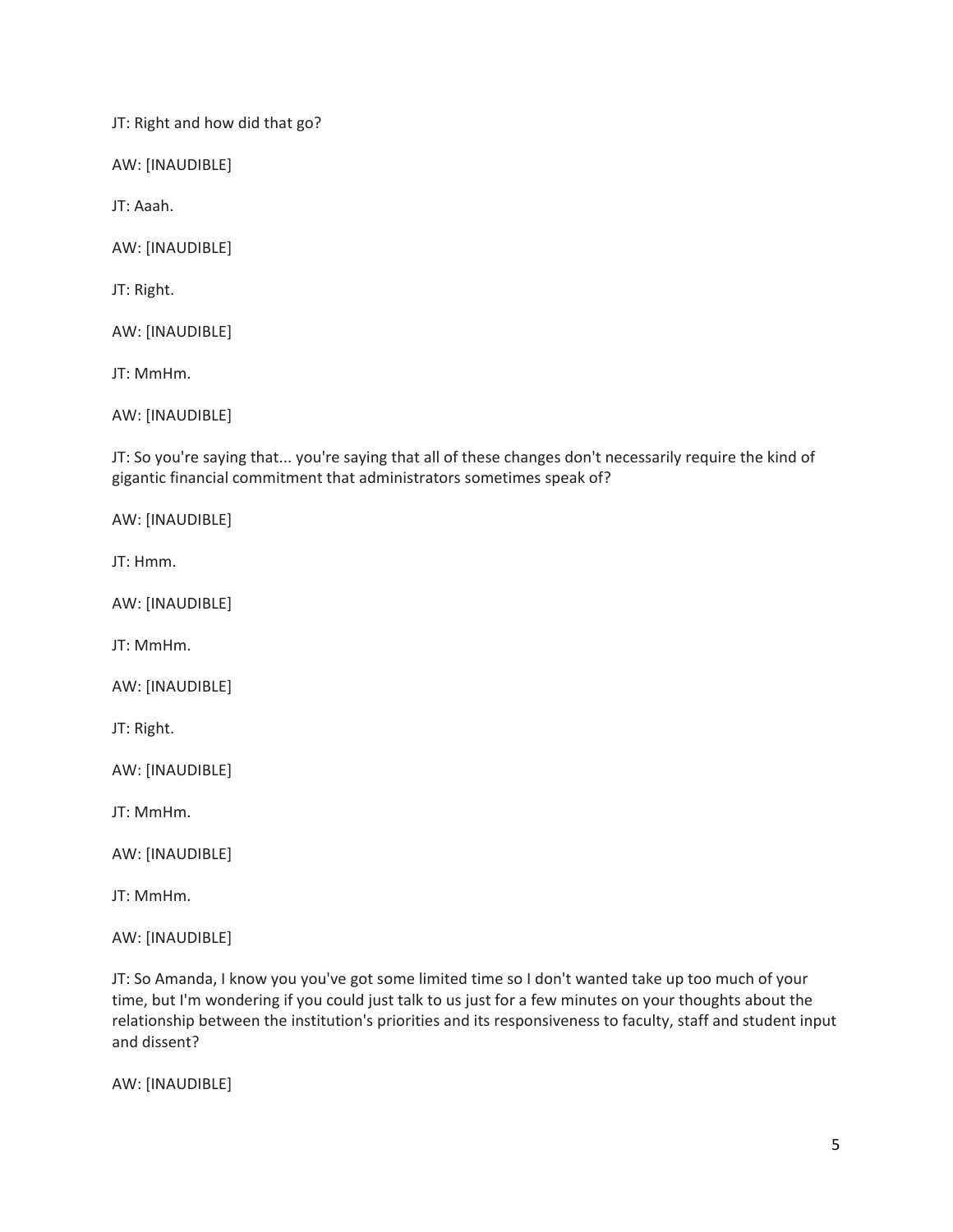JT: Right and how did that go?

AW: [INAUDIBLE]

JT: Aaah.

AW: [INAUDIBLE]

JT: Right.

AW: [INAUDIBLE]

JT: MmHm.

AW: [INAUDIBLE]

JT: So you're saying that... you're saying that all of these changes don't necessarily require the kind of gigantic financial commitment that administrators sometimes speak of?

AW: [INAUDIBLE]

JT: Hmm.

AW: [INAUDIBLE]

JT: MmHm.

AW: [INAUDIBLE]

JT: Right.

AW: [INAUDIBLE]

JT: MmHm.

AW: [INAUDIBLE]

JT: MmHm.

AW: [INAUDIBLE]

JT: So Amanda, I know you you've got some limited time so I don't wanted take up too much of your time, but I'm wondering if you could just talk to us just for a few minutes on your thoughts about the relationship between the institution's priorities and its responsiveness to faculty, staff and student input and dissent?

AW: [INAUDIBLE]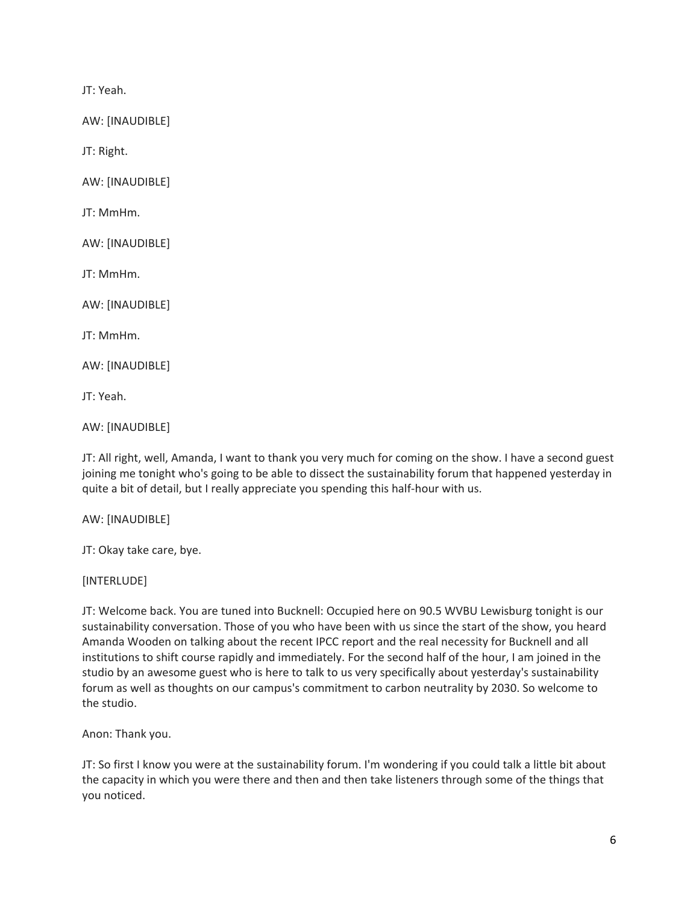JT: Yeah.

AW: [INAUDIBLE]

JT: Right.

AW: [INAUDIBLE]

JT: MmHm.

AW: [INAUDIBLE]

JT: MmHm.

AW: [INAUDIBLE]

JT: MmHm.

AW: [INAUDIBLE]

JT: Yeah.

AW: [INAUDIBLE]

JT: All right, well, Amanda, I want to thank you very much for coming on the show. I have a second guest joining me tonight who's going to be able to dissect the sustainability forum that happened yesterday in quite a bit of detail, but I really appreciate you spending this half-hour with us.

AW: [INAUDIBLE]

JT: Okay take care, bye.

[INTERLUDE]

JT: Welcome back. You are tuned into Bucknell: Occupied here on 90.5 WVBU Lewisburg tonight is our sustainability conversation. Those of you who have been with us since the start of the show, you heard Amanda Wooden on talking about the recent IPCC report and the real necessity for Bucknell and all institutions to shift course rapidly and immediately. For the second half of the hour, I am joined in the studio by an awesome guest who is here to talk to us very specifically about yesterday's sustainability forum as well as thoughts on our campus's commitment to carbon neutrality by 2030. So welcome to the studio.

Anon: Thank you.

JT: So first I know you were at the sustainability forum. I'm wondering if you could talk a little bit about the capacity in which you were there and then and then take listeners through some of the things that you noticed.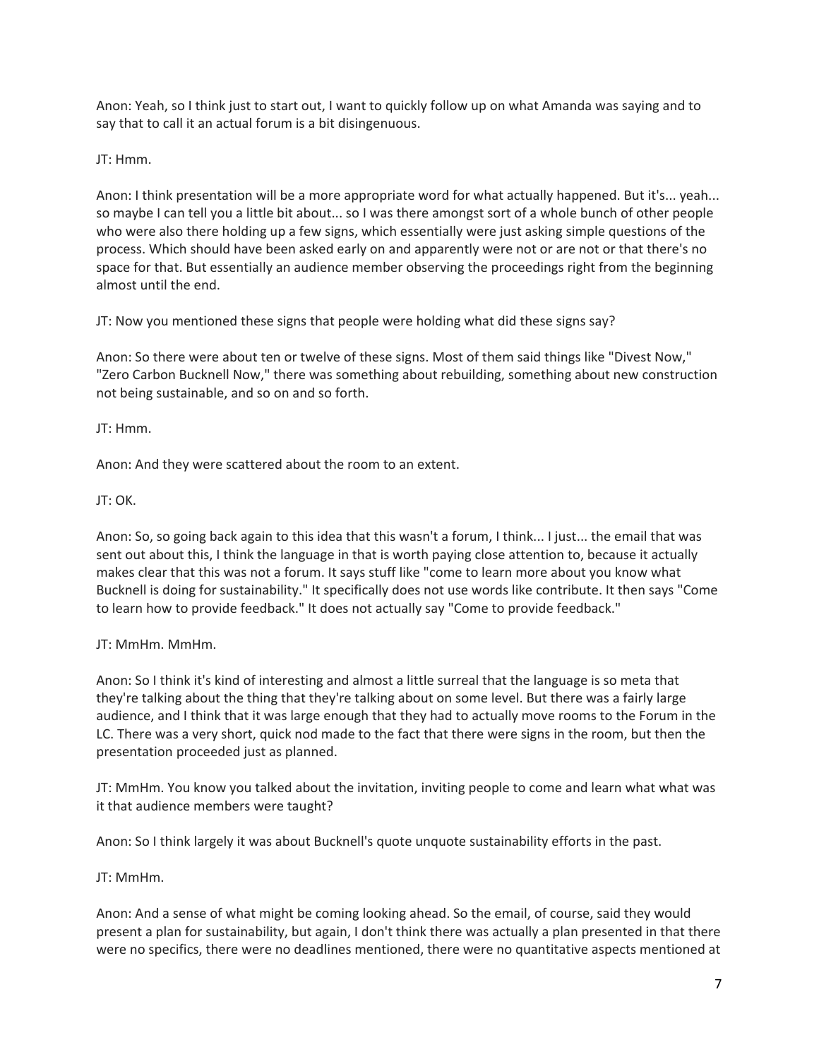Anon: Yeah, so I think just to start out, I want to quickly follow up on what Amanda was saying and to say that to call it an actual forum is a bit disingenuous.

JT: Hmm.

Anon: I think presentation will be a more appropriate word for what actually happened. But it's... yeah... so maybe I can tell you a little bit about... so I was there amongst sort of a whole bunch of other people who were also there holding up a few signs, which essentially were just asking simple questions of the process. Which should have been asked early on and apparently were not or are not or that there's no space for that. But essentially an audience member observing the proceedings right from the beginning almost until the end.

JT: Now you mentioned these signs that people were holding what did these signs say?

Anon: So there were about ten or twelve of these signs. Most of them said things like "Divest Now," "Zero Carbon Bucknell Now," there was something about rebuilding, something about new construction not being sustainable, and so on and so forth.

JT: Hmm.

Anon: And they were scattered about the room to an extent.

JT: OK.

Anon: So, so going back again to this idea that this wasn't a forum, I think... I just... the email that was sent out about this, I think the language in that is worth paying close attention to, because it actually makes clear that this was not a forum. It says stuff like "come to learn more about you know what Bucknell is doing for sustainability." It specifically does not use words like contribute. It then says "Come to learn how to provide feedback." It does not actually say "Come to provide feedback."

JT: MmHm. MmHm.

Anon: So I think it's kind of interesting and almost a little surreal that the language is so meta that they're talking about the thing that they're talking about on some level. But there was a fairly large audience, and I think that it was large enough that they had to actually move rooms to the Forum in the LC. There was a very short, quick nod made to the fact that there were signs in the room, but then the presentation proceeded just as planned.

JT: MmHm. You know you talked about the invitation, inviting people to come and learn what what was it that audience members were taught?

Anon: So I think largely it was about Bucknell's quote unquote sustainability efforts in the past.

JT: MmHm.

Anon: And a sense of what might be coming looking ahead. So the email, of course, said they would present a plan for sustainability, but again, I don't think there was actually a plan presented in that there were no specifics, there were no deadlines mentioned, there were no quantitative aspects mentioned at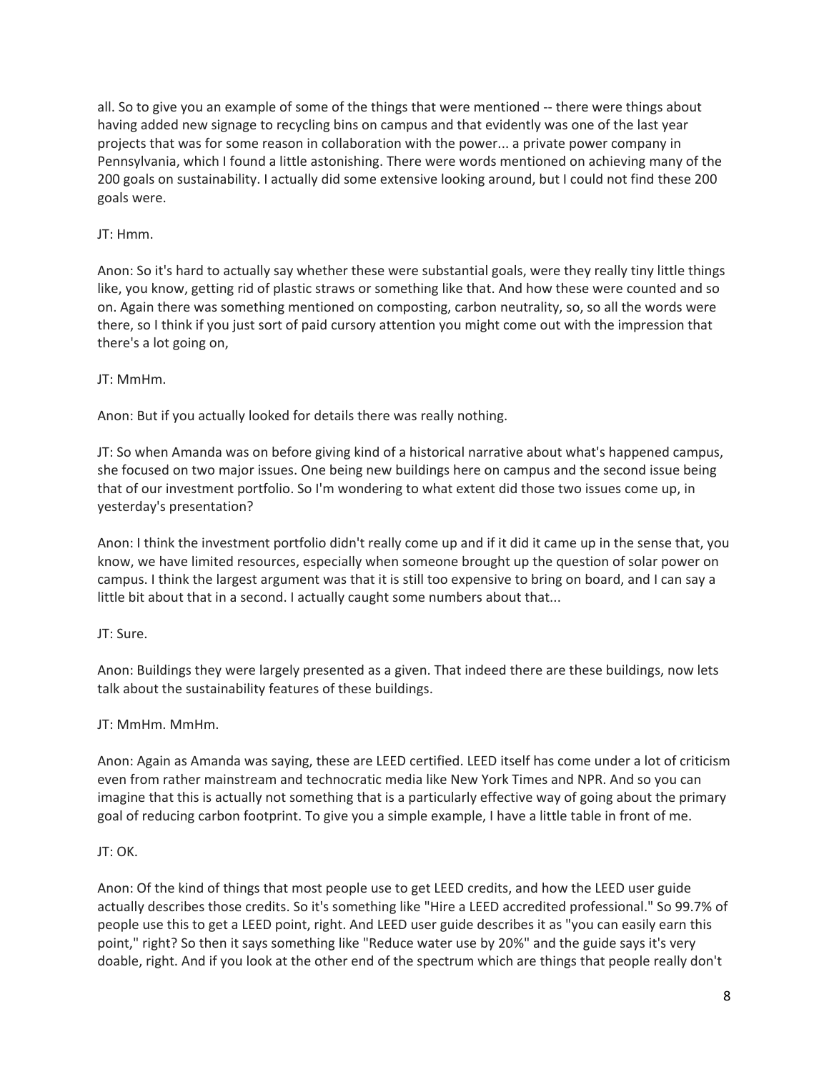all. So to give you an example of some of the things that were mentioned -- there were things about having added new signage to recycling bins on campus and that evidently was one of the last year projects that was for some reason in collaboration with the power... a private power company in Pennsylvania, which I found a little astonishing. There were words mentioned on achieving many of the 200 goals on sustainability. I actually did some extensive looking around, but I could not find these 200 goals were.

JT: Hmm.

Anon: So it's hard to actually say whether these were substantial goals, were they really tiny little things like, you know, getting rid of plastic straws or something like that. And how these were counted and so on. Again there was something mentioned on composting, carbon neutrality, so, so all the words were there, so I think if you just sort of paid cursory attention you might come out with the impression that there's a lot going on,

JT: MmHm.

Anon: But if you actually looked for details there was really nothing.

JT: So when Amanda was on before giving kind of a historical narrative about what's happened campus, she focused on two major issues. One being new buildings here on campus and the second issue being that of our investment portfolio. So I'm wondering to what extent did those two issues come up, in yesterday's presentation?

Anon: I think the investment portfolio didn't really come up and if it did it came up in the sense that, you know, we have limited resources, especially when someone brought up the question of solar power on campus. I think the largest argument was that it is still too expensive to bring on board, and I can say a little bit about that in a second. I actually caught some numbers about that...

JT: Sure.

Anon: Buildings they were largely presented as a given. That indeed there are these buildings, now lets talk about the sustainability features of these buildings.

JT: MmHm. MmHm.

Anon: Again as Amanda was saying, these are LEED certified. LEED itself has come under a lot of criticism even from rather mainstream and technocratic media like New York Times and NPR. And so you can imagine that this is actually not something that is a particularly effective way of going about the primary goal of reducing carbon footprint. To give you a simple example, I have a little table in front of me.

JT: OK.

Anon: Of the kind of things that most people use to get LEED credits, and how the LEED user guide actually describes those credits. So it's something like "Hire a LEED accredited professional." So 99.7% of people use this to get a LEED point, right. And LEED user guide describes it as "you can easily earn this point," right? So then it says something like "Reduce water use by 20%" and the guide says it's very doable, right. And if you look at the other end of the spectrum which are things that people really don't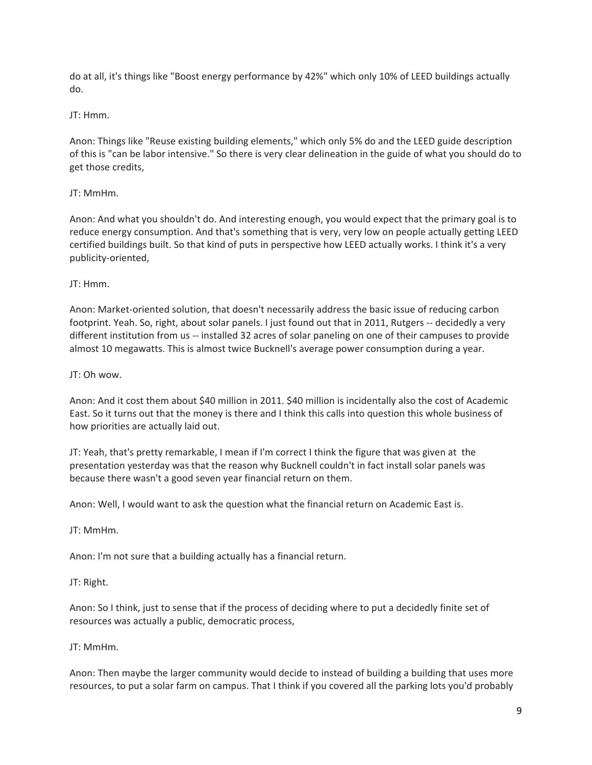do at all, it's things like "Boost energy performance by 42%" which only 10% of LEED buildings actually do.

JT: Hmm.

Anon: Things like "Reuse existing building elements," which only 5% do and the LEED guide description of this is "can be labor intensive." So there is very clear delineation in the guide of what you should do to get those credits,

JT: MmHm.

Anon: And what you shouldn't do. And interesting enough, you would expect that the primary goal is to reduce energy consumption. And that's something that is very, very low on people actually getting LEED certified buildings built. So that kind of puts in perspective how LEED actually works. I think it's a very publicity-oriented,

JT: Hmm.

Anon: Market-oriented solution, that doesn't necessarily address the basic issue of reducing carbon footprint. Yeah. So, right, about solar panels. I just found out that in 2011, Rutgers -- decidedly a very different institution from us -- installed 32 acres of solar paneling on one of their campuses to provide almost 10 megawatts. This is almost twice Bucknell's average power consumption during a year.

JT: Oh wow.

Anon: And it cost them about $40 million in 2011. $40 million is incidentally also the cost of Academic East. So it turns out that the money is there and I think this calls into question this whole business of how priorities are actually laid out.

JT: Yeah, that's pretty remarkable, I mean if I'm correct I think the figure that was given at the presentation yesterday was that the reason why Bucknell couldn't in fact install solar panels was because there wasn't a good seven year financial return on them.

Anon: Well, I would want to ask the question what the financial return on Academic East is.

JT: MmHm.

Anon: I'm not sure that a building actually has a financial return.

JT: Right.

Anon: So I think, just to sense that if the process of deciding where to put a decidedly finite set of resources was actually a public, democratic process,

JT: MmHm.

Anon: Then maybe the larger community would decide to instead of building a building that uses more resources, to put a solar farm on campus. That I think if you covered all the parking lots you'd probably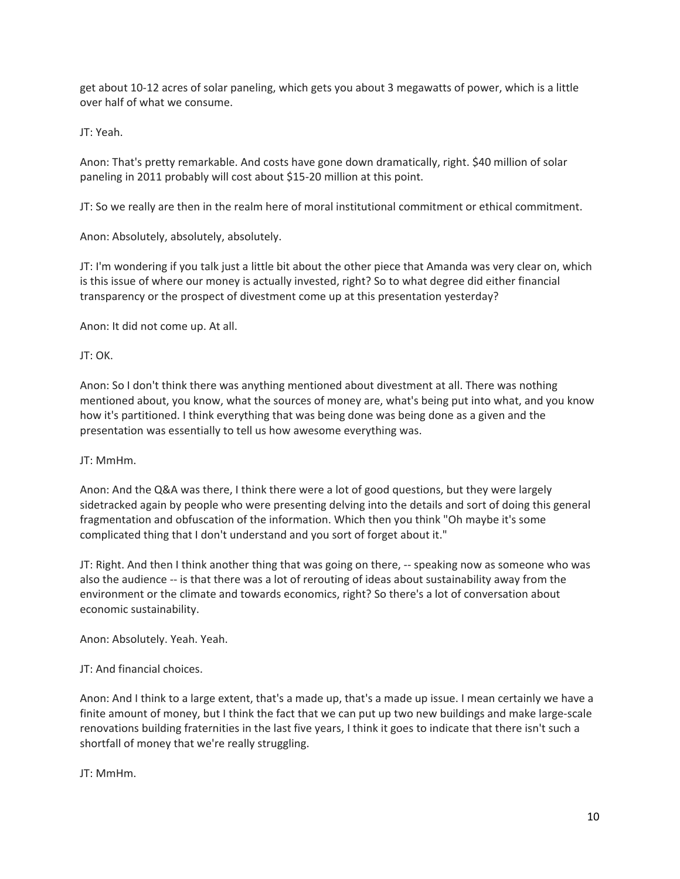get about 10-12 acres of solar paneling, which gets you about 3 megawatts of power, which is a little over half of what we consume.

JT: Yeah.

Anon: That's pretty remarkable. And costs have gone down dramatically, right. $40 million of solar paneling in 2011 probably will cost about $15-20 million at this point.

JT: So we really are then in the realm here of moral institutional commitment or ethical commitment.

Anon: Absolutely, absolutely, absolutely.

JT: I'm wondering if you talk just a little bit about the other piece that Amanda was very clear on, which is this issue of where our money is actually invested, right? So to what degree did either financial transparency or the prospect of divestment come up at this presentation yesterday?

Anon: It did not come up. At all.

JT: OK.

Anon: So I don't think there was anything mentioned about divestment at all. There was nothing mentioned about, you know, what the sources of money are, what's being put into what, and you know how it's partitioned. I think everything that was being done was being done as a given and the presentation was essentially to tell us how awesome everything was.

JT: MmHm.

Anon: And the Q&A was there, I think there were a lot of good questions, but they were largely sidetracked again by people who were presenting delving into the details and sort of doing this general fragmentation and obfuscation of the information. Which then you think "Oh maybe it's some complicated thing that I don't understand and you sort of forget about it."

JT: Right. And then I think another thing that was going on there, -- speaking now as someone who was also the audience -- is that there was a lot of rerouting of ideas about sustainability away from the environment or the climate and towards economics, right? So there's a lot of conversation about economic sustainability.

Anon: Absolutely. Yeah. Yeah.

JT: And financial choices.

Anon: And I think to a large extent, that's a made up, that's a made up issue. I mean certainly we have a finite amount of money, but I think the fact that we can put up two new buildings and make large-scale renovations building fraternities in the last five years, I think it goes to indicate that there isn't such a shortfall of money that we're really struggling.

JT: MmHm.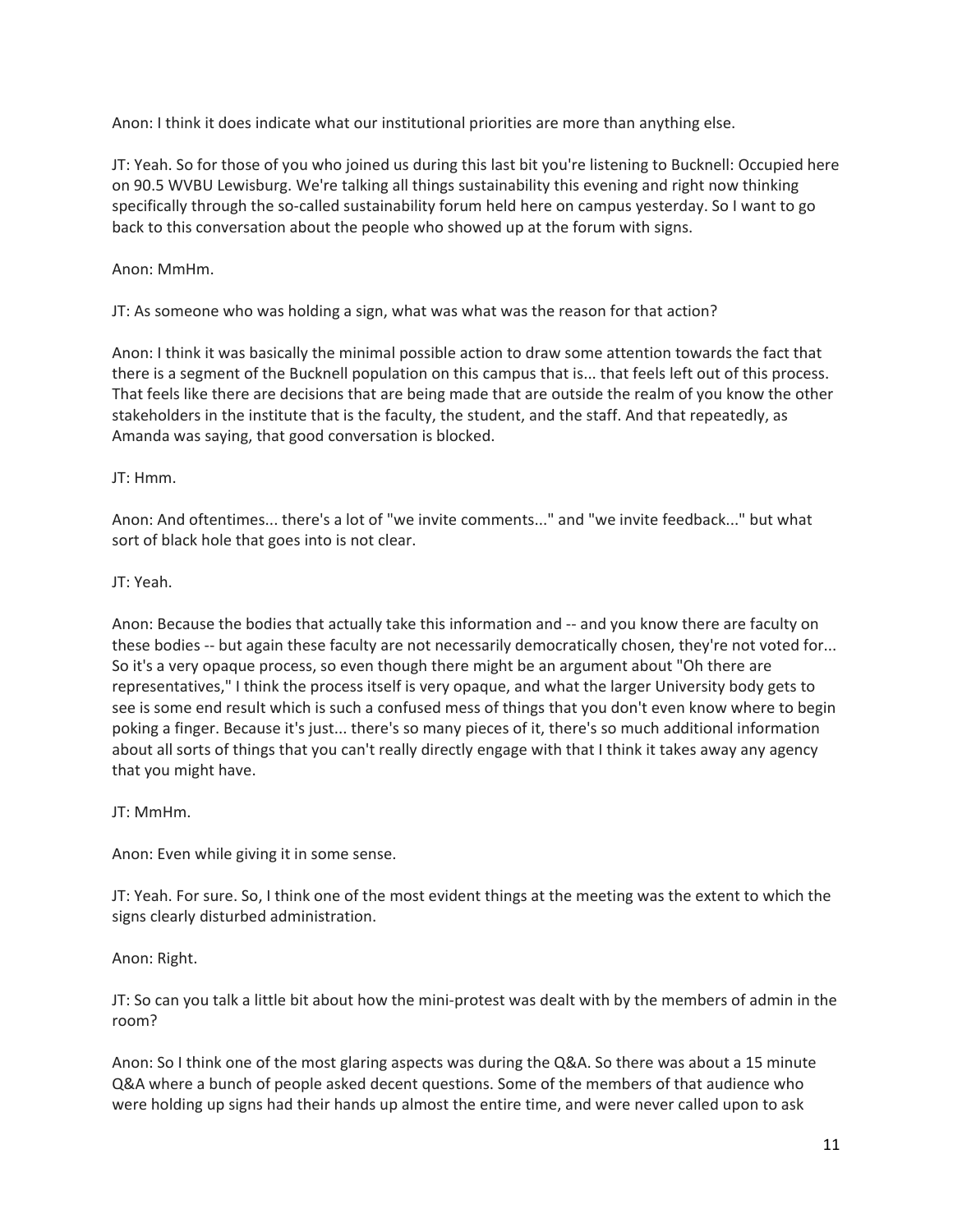Anon: I think it does indicate what our institutional priorities are more than anything else.

JT: Yeah. So for those of you who joined us during this last bit you're listening to Bucknell: Occupied here on 90.5 WVBU Lewisburg. We're talking all things sustainability this evening and right now thinking specifically through the so-called sustainability forum held here on campus yesterday. So I want to go back to this conversation about the people who showed up at the forum with signs.

Anon: MmHm.

JT: As someone who was holding a sign, what was what was the reason for that action?

Anon: I think it was basically the minimal possible action to draw some attention towards the fact that there is a segment of the Bucknell population on this campus that is... that feels left out of this process. That feels like there are decisions that are being made that are outside the realm of you know the other stakeholders in the institute that is the faculty, the student, and the staff. And that repeatedly, as Amanda was saying, that good conversation is blocked.

JT: Hmm.

Anon: And oftentimes... there's a lot of "we invite comments..." and "we invite feedback..." but what sort of black hole that goes into is not clear.

JT: Yeah.

Anon: Because the bodies that actually take this information and -- and you know there are faculty on these bodies -- but again these faculty are not necessarily democratically chosen, they're not voted for... So it's a very opaque process, so even though there might be an argument about "Oh there are representatives," I think the process itself is very opaque, and what the larger University body gets to see is some end result which is such a confused mess of things that you don't even know where to begin poking a finger. Because it's just... there's so many pieces of it, there's so much additional information about all sorts of things that you can't really directly engage with that I think it takes away any agency that you might have.

JT: MmHm.

Anon: Even while giving it in some sense.

JT: Yeah. For sure. So, I think one of the most evident things at the meeting was the extent to which the signs clearly disturbed administration.

Anon: Right.

JT: So can you talk a little bit about how the mini-protest was dealt with by the members of admin in the room?

Anon: So I think one of the most glaring aspects was during the Q&A. So there was about a 15 minute Q&A where a bunch of people asked decent questions. Some of the members of that audience who were holding up signs had their hands up almost the entire time, and were never called upon to ask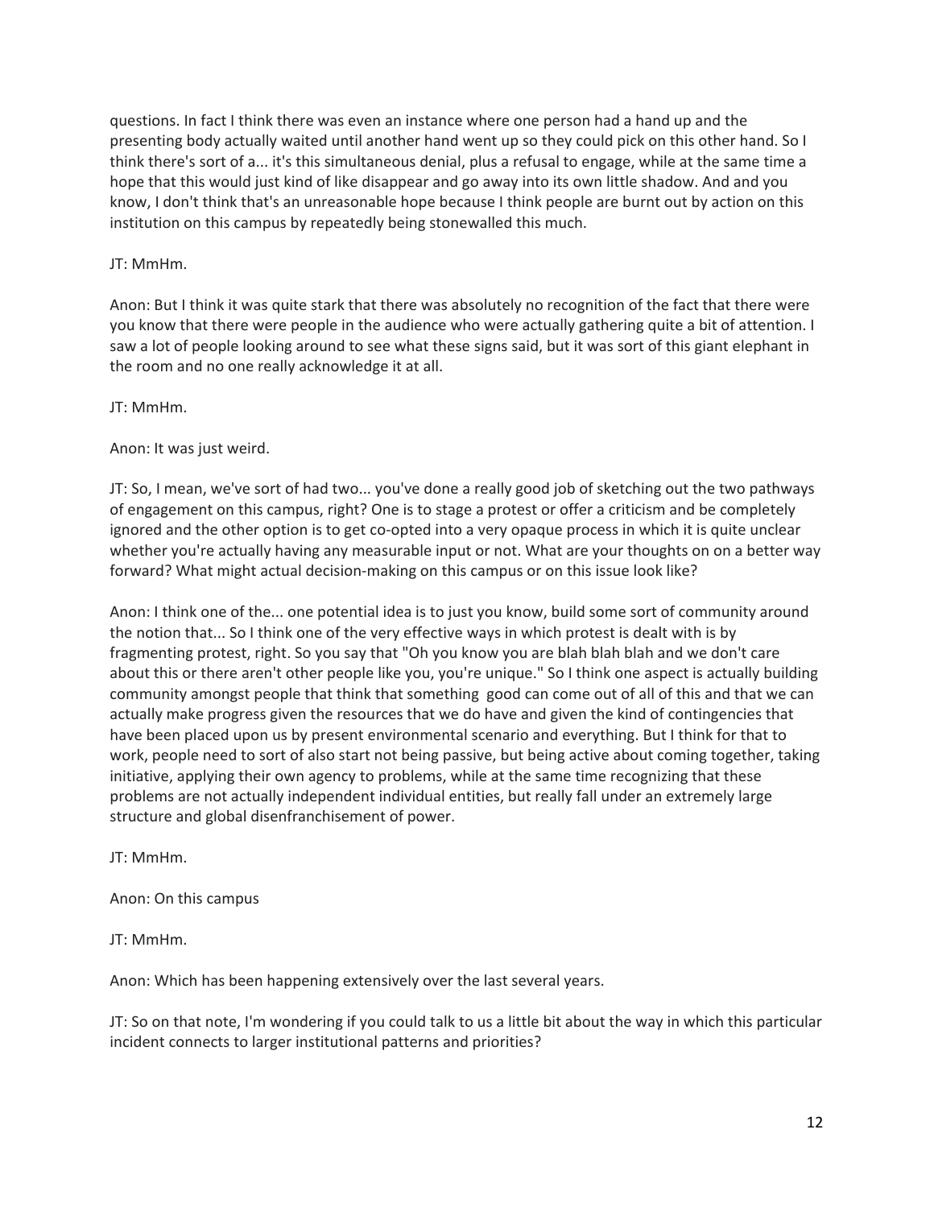questions. In fact I think there was even an instance where one person had a hand up and the presenting body actually waited until another hand went up so they could pick on this other hand. So I think there's sort of a... it's this simultaneous denial, plus a refusal to engage, while at the same time a hope that this would just kind of like disappear and go away into its own little shadow. And and you know, I don't think that's an unreasonable hope because I think people are burnt out by action on this institution on this campus by repeatedly being stonewalled this much.

JT: MmHm.

Anon: But I think it was quite stark that there was absolutely no recognition of the fact that there were you know that there were people in the audience who were actually gathering quite a bit of attention. I saw a lot of people looking around to see what these signs said, but it was sort of this giant elephant in the room and no one really acknowledge it at all.

JT: MmHm.

Anon: It was just weird.

JT: So, I mean, we've sort of had two... you've done a really good job of sketching out the two pathways of engagement on this campus, right? One is to stage a protest or offer a criticism and be completely ignored and the other option is to get co-opted into a very opaque process in which it is quite unclear whether you're actually having any measurable input or not. What are your thoughts on on a better way forward? What might actual decision-making on this campus or on this issue look like?

Anon: I think one of the... one potential idea is to just you know, build some sort of community around the notion that... So I think one of the very effective ways in which protest is dealt with is by fragmenting protest, right. So you say that "Oh you know you are blah blah blah and we don't care about this or there aren't other people like you, you're unique." So I think one aspect is actually building community amongst people that think that something good can come out of all of this and that we can actually make progress given the resources that we do have and given the kind of contingencies that have been placed upon us by present environmental scenario and everything. But I think for that to work, people need to sort of also start not being passive, but being active about coming together, taking initiative, applying their own agency to problems, while at the same time recognizing that these problems are not actually independent individual entities, but really fall under an extremely large structure and global disenfranchisement of power.

JT: MmHm.

Anon: On this campus

JT: MmHm.

Anon: Which has been happening extensively over the last several years.

JT: So on that note, I'm wondering if you could talk to us a little bit about the way in which this particular incident connects to larger institutional patterns and priorities?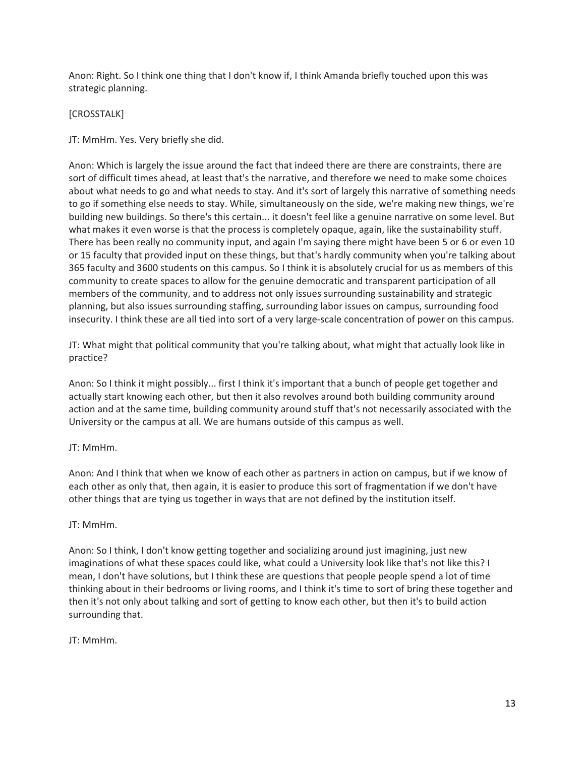Anon: Right. So I think one thing that I don't know if, I think Amanda briefly touched upon this was strategic planning.

[CROSSTALK]

JT: MmHm. Yes. Very briefly she did.

Anon: Which is largely the issue around the fact that indeed there are there are constraints, there are sort of difficult times ahead, at least that's the narrative, and therefore we need to make some choices about what needs to go and what needs to stay. And it's sort of largely this narrative of something needs to go if something else needs to stay. While, simultaneously on the side, we're making new things, we're building new buildings. So there's this certain... it doesn't feel like a genuine narrative on some level. But what makes it even worse is that the process is completely opaque, again, like the sustainability stuff. There has been really no community input, and again I'm saying there might have been 5 or 6 or even 10 or 15 faculty that provided input on these things, but that's hardly community when you're talking about 365 faculty and 3600 students on this campus. So I think it is absolutely crucial for us as members of this community to create spaces to allow for the genuine democratic and transparent participation of all members of the community, and to address not only issues surrounding sustainability and strategic planning, but also issues surrounding staffing, surrounding labor issues on campus, surrounding food insecurity. I think these are all tied into sort of a very large-scale concentration of power on this campus.

JT: What might that political community that you're talking about, what might that actually look like in practice?

Anon: So I think it might possibly... first I think it's important that a bunch of people get together and actually start knowing each other, but then it also revolves around both building community around action and at the same time, building community around stuff that's not necessarily associated with the University or the campus at all. We are humans outside of this campus as well.

JT: MmHm.

Anon: And I think that when we know of each other as partners in action on campus, but if we know of each other as only that, then again, it is easier to produce this sort of fragmentation if we don't have other things that are tying us together in ways that are not defined by the institution itself.

JT: MmHm.

Anon: So I think, I don't know getting together and socializing around just imagining, just new imaginations of what these spaces could like, what could a University look like that's not like this? I mean, I don't have solutions, but I think these are questions that people people spend a lot of time thinking about in their bedrooms or living rooms, and I think it's time to sort of bring these together and then it's not only about talking and sort of getting to know each other, but then it's to build action surrounding that.

JT: MmHm.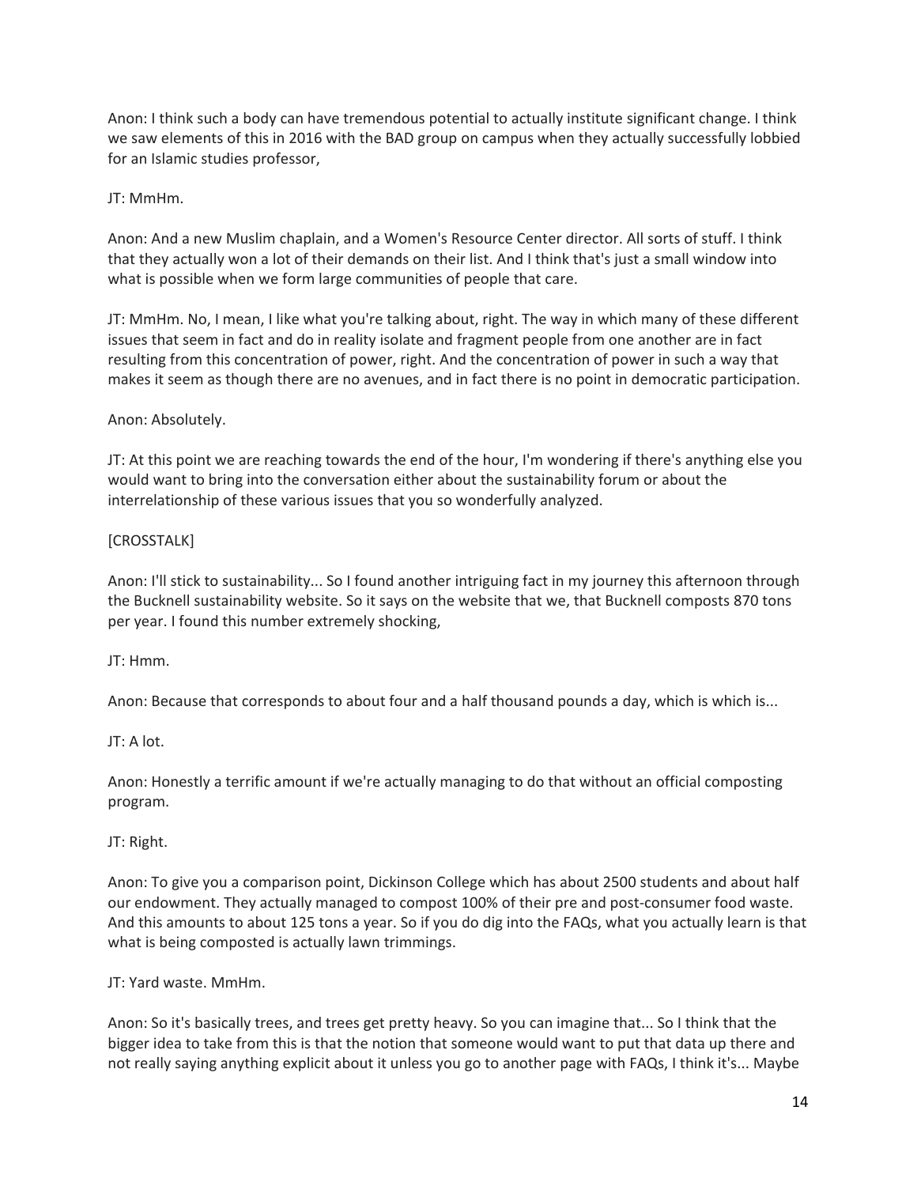Anon: I think such a body can have tremendous potential to actually institute significant change. I think we saw elements of this in 2016 with the BAD group on campus when they actually successfully lobbied for an Islamic studies professor,

JT: MmHm.

Anon: And a new Muslim chaplain, and a Women's Resource Center director. All sorts of stuff. I think that they actually won a lot of their demands on their list. And I think that's just a small window into what is possible when we form large communities of people that care.

JT: MmHm. No, I mean, I like what you're talking about, right. The way in which many of these different issues that seem in fact and do in reality isolate and fragment people from one another are in fact resulting from this concentration of power, right. And the concentration of power in such a way that makes it seem as though there are no avenues, and in fact there is no point in democratic participation.

Anon: Absolutely.

JT: At this point we are reaching towards the end of the hour, I'm wondering if there's anything else you would want to bring into the conversation either about the sustainability forum or about the interrelationship of these various issues that you so wonderfully analyzed.

[CROSSTALK]

Anon: I'll stick to sustainability... So I found another intriguing fact in my journey this afternoon through the Bucknell sustainability website. So it says on the website that we, that Bucknell composts 870 tons per year. I found this number extremely shocking,

JT: Hmm.

Anon: Because that corresponds to about four and a half thousand pounds a day, which is which is...

JT: A lot.

Anon: Honestly a terrific amount if we're actually managing to do that without an official composting program.

JT: Right.

Anon: To give you a comparison point, Dickinson College which has about 2500 students and about half our endowment. They actually managed to compost 100% of their pre and post-consumer food waste. And this amounts to about 125 tons a year. So if you do dig into the FAQs, what you actually learn is that what is being composted is actually lawn trimmings.

JT: Yard waste. MmHm.

Anon: So it's basically trees, and trees get pretty heavy. So you can imagine that... So I think that the bigger idea to take from this is that the notion that someone would want to put that data up there and not really saying anything explicit about it unless you go to another page with FAQs, I think it's... Maybe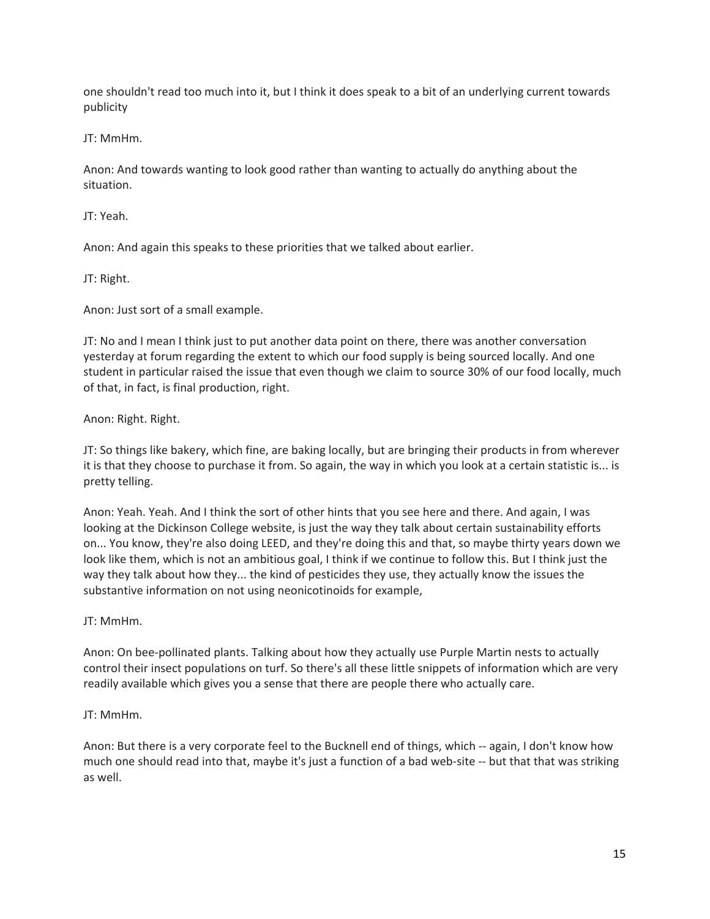one shouldn't read too much into it, but I think it does speak to a bit of an underlying current towards publicity

JT: MmHm.

Anon: And towards wanting to look good rather than wanting to actually do anything about the situation.

JT: Yeah.

Anon: And again this speaks to these priorities that we talked about earlier.

JT: Right.

Anon: Just sort of a small example.

JT: No and I mean I think just to put another data point on there, there was another conversation yesterday at forum regarding the extent to which our food supply is being sourced locally. And one student in particular raised the issue that even though we claim to source 30% of our food locally, much of that, in fact, is final production, right.

Anon: Right. Right.

JT: So things like bakery, which fine, are baking locally, but are bringing their products in from wherever it is that they choose to purchase it from. So again, the way in which you look at a certain statistic is... is pretty telling.

Anon: Yeah. Yeah. And I think the sort of other hints that you see here and there. And again, I was looking at the Dickinson College website, is just the way they talk about certain sustainability efforts on... You know, they're also doing LEED, and they're doing this and that, so maybe thirty years down we look like them, which is not an ambitious goal, I think if we continue to follow this. But I think just the way they talk about how they... the kind of pesticides they use, they actually know the issues the substantive information on not using neonicotinoids for example,

JT: MmHm.

Anon: On bee-pollinated plants. Talking about how they actually use Purple Martin nests to actually control their insect populations on turf. So there's all these little snippets of information which are very readily available which gives you a sense that there are people there who actually care.

JT: MmHm.

Anon: But there is a very corporate feel to the Bucknell end of things, which -- again, I don't know how much one should read into that, maybe it's just a function of a bad web-site -- but that that was striking as well.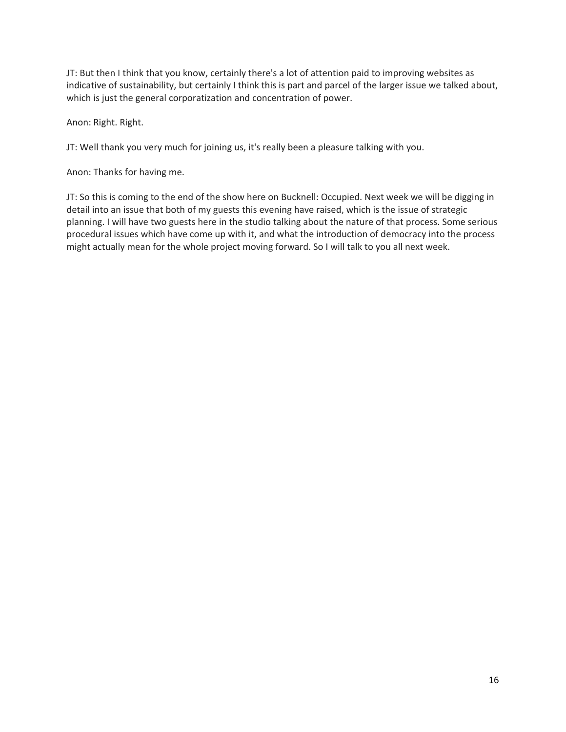JT: But then I think that you know, certainly there's a lot of attention paid to improving websites as indicative of sustainability, but certainly I think this is part and parcel of the larger issue we talked about, which is just the general corporatization and concentration of power.

Anon: Right. Right.

JT: Well thank you very much for joining us, it's really been a pleasure talking with you.

Anon: Thanks for having me.

JT: So this is coming to the end of the show here on Bucknell: Occupied. Next week we will be digging in detail into an issue that both of my guests this evening have raised, which is the issue of strategic planning. I will have two guests here in the studio talking about the nature of that process. Some serious procedural issues which have come up with it, and what the introduction of democracy into the process might actually mean for the whole project moving forward. So I will talk to you all next week.